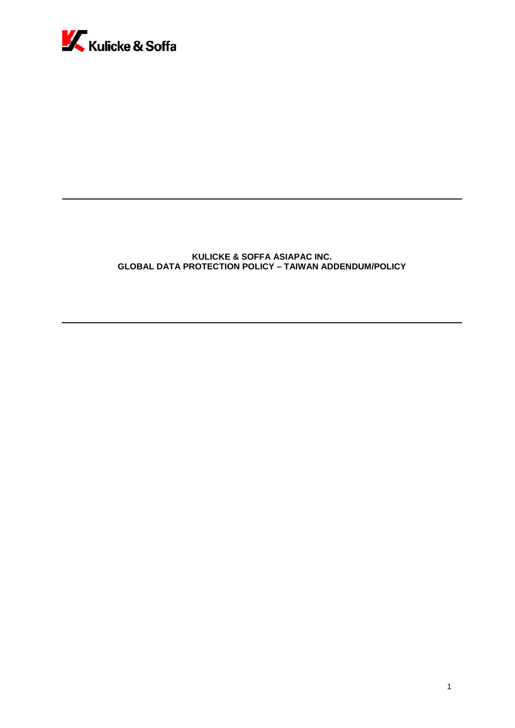Kulicke & Soffa

# KULICKE & SOFFA ASIAPAC INC.
# GLOBAL DATA PROTECTION POLICY – TAIWAN ADDENDUM/POLICY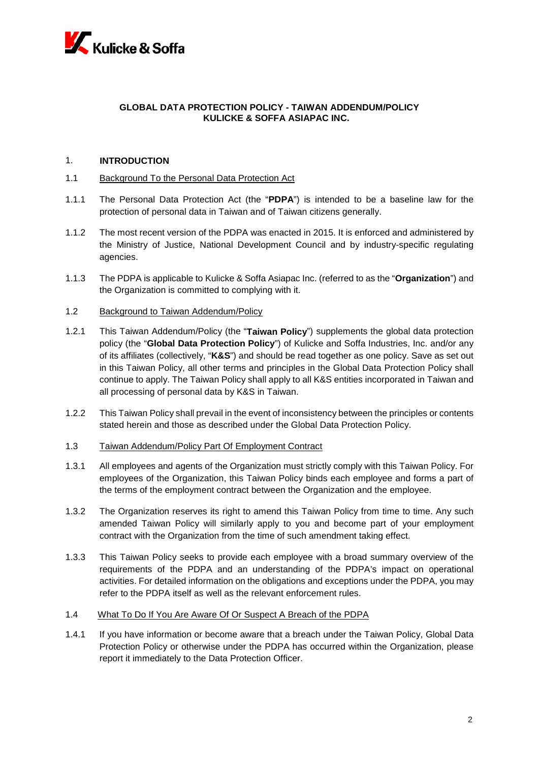**GLOBAL DATA PROTECTION POLICY - TAIWAN ADDENDUM/POLICY**
**KULICKE & SOFFA ASIAPAC INC.**

## 1. INTRODUCTION

### 1.1 Background To the Personal Data Protection Act

1.1.1 The Personal Data Protection Act (the "**PDPA**") is intended to be a baseline law for the protection of personal data in Taiwan and of Taiwan citizens generally.

1.1.2 The most recent version of the PDPA was enacted in 2015. It is enforced and administered by the Ministry of Justice, National Development Council and by industry-specific regulating agencies.

1.1.3 The PDPA is applicable to Kulicke & Soffa Asiapac Inc. (referred to as the "**Organization**") and the Organization is committed to complying with it.

### 1.2 Background to Taiwan Addendum/Policy

1.2.1 This Taiwan Addendum/Policy (the "**Taiwan Policy**") supplements the global data protection policy (the "**Global Data Protection Policy**") of Kulicke and Soffa Industries, Inc. and/or any of its affiliates (collectively, "**K&S**") and should be read together as one policy. Save as set out in this Taiwan Policy, all other terms and principles in the Global Data Protection Policy shall continue to apply. The Taiwan Policy shall apply to all K&S entities incorporated in Taiwan and all processing of personal data by K&S in Taiwan.

1.2.2 This Taiwan Policy shall prevail in the event of inconsistency between the principles or contents stated herein and those as described under the Global Data Protection Policy.

### 1.3 Taiwan Addendum/Policy Part Of Employment Contract

1.3.1 All employees and agents of the Organization must strictly comply with this Taiwan Policy. For employees of the Organization, this Taiwan Policy binds each employee and forms a part of the terms of the employment contract between the Organization and the employee.

1.3.2 The Organization reserves its right to amend this Taiwan Policy from time to time. Any such amended Taiwan Policy will similarly apply to you and become part of your employment contract with the Organization from the time of such amendment taking effect.

1.3.3 This Taiwan Policy seeks to provide each employee with a broad summary overview of the requirements of the PDPA and an understanding of the PDPA's impact on operational activities. For detailed information on the obligations and exceptions under the PDPA, you may refer to the PDPA itself as well as the relevant enforcement rules.

### 1.4 What To Do If You Are Aware Of Or Suspect A Breach of the PDPA

1.4.1 If you have information or become aware that a breach under the Taiwan Policy, Global Data Protection Policy or otherwise under the PDPA has occurred within the Organization, please report it immediately to the Data Protection Officer.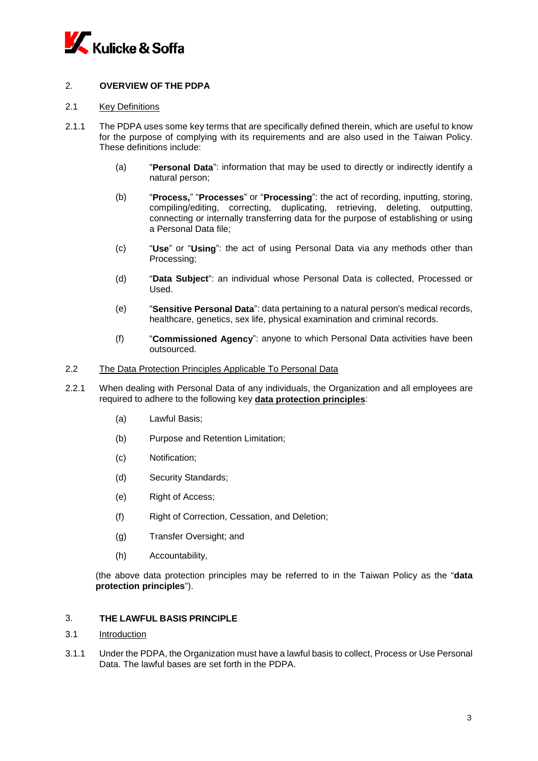## 2. OVERVIEW OF THE PDPA

### 2.1 Key Definitions

2.1.1 The PDPA uses some key terms that are specifically defined therein, which are useful to know for the purpose of complying with its requirements and are also used in the Taiwan Policy. These definitions include:

(a) "**Personal Data**": information that may be used to directly or indirectly identify a natural person;

(b) "**Process,**" "**Processes**" or "**Processing**": the act of recording, inputting, storing, compiling/editing, correcting, duplicating, retrieving, deleting, outputting, connecting or internally transferring data for the purpose of establishing or using a Personal Data file;

(c) "**Use**" or "**Using**": the act of using Personal Data via any methods other than Processing;

(d) "**Data Subject**": an individual whose Personal Data is collected, Processed or Used.

(e) "**Sensitive Personal Data**": data pertaining to a natural person's medical records, healthcare, genetics, sex life, physical examination and criminal records.

(f) "**Commissioned Agency**": anyone to which Personal Data activities have been outsourced.

### 2.2 The Data Protection Principles Applicable To Personal Data

2.2.1 When dealing with Personal Data of any individuals, the Organization and all employees are required to adhere to the following key **data protection principles**:

(a) Lawful Basis;

(b) Purpose and Retention Limitation;

(c) Notification;

(d) Security Standards;

(e) Right of Access;

(f) Right of Correction, Cessation, and Deletion;

(g) Transfer Oversight; and

(h) Accountability,

(the above data protection principles may be referred to in the Taiwan Policy as the "**data protection principles**").

## 3. THE LAWFUL BASIS PRINCIPLE

### 3.1 Introduction

3.1.1 Under the PDPA, the Organization must have a lawful basis to collect, Process or Use Personal Data. The lawful bases are set forth in the PDPA.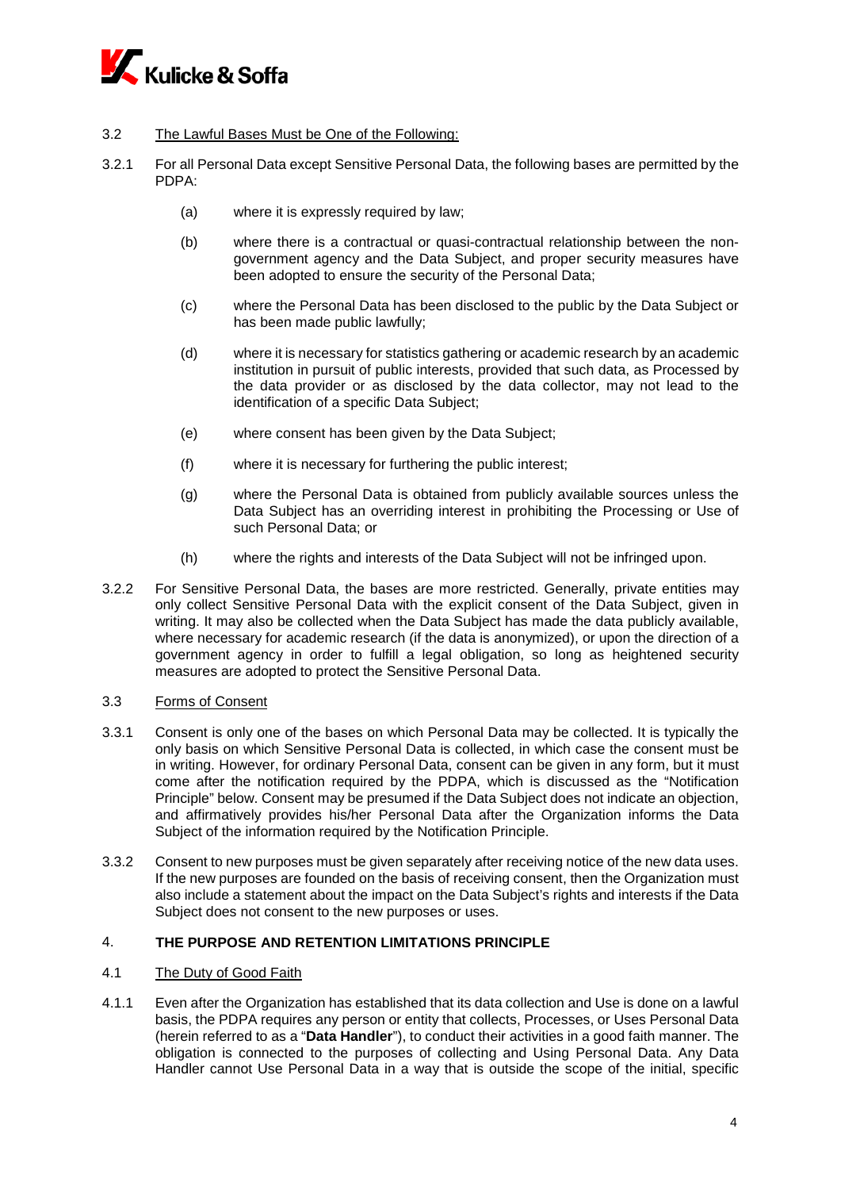3.2 The Lawful Bases Must be One of the Following:

3.2.1 For all Personal Data except Sensitive Personal Data, the following bases are permitted by the PDPA:

(a) where it is expressly required by law;

(b) where there is a contractual or quasi-contractual relationship between the non-government agency and the Data Subject, and proper security measures have been adopted to ensure the security of the Personal Data;

(c) where the Personal Data has been disclosed to the public by the Data Subject or has been made public lawfully;

(d) where it is necessary for statistics gathering or academic research by an academic institution in pursuit of public interests, provided that such data, as Processed by the data provider or as disclosed by the data collector, may not lead to the identification of a specific Data Subject;

(e) where consent has been given by the Data Subject;

(f) where it is necessary for furthering the public interest;

(g) where the Personal Data is obtained from publicly available sources unless the Data Subject has an overriding interest in prohibiting the Processing or Use of such Personal Data; or

(h) where the rights and interests of the Data Subject will not be infringed upon.

3.2.2 For Sensitive Personal Data, the bases are more restricted. Generally, private entities may only collect Sensitive Personal Data with the explicit consent of the Data Subject, given in writing. It may also be collected when the Data Subject has made the data publicly available, where necessary for academic research (if the data is anonymized), or upon the direction of a government agency in order to fulfill a legal obligation, so long as heightened security measures are adopted to protect the Sensitive Personal Data.

3.3 Forms of Consent

3.3.1 Consent is only one of the bases on which Personal Data may be collected. It is typically the only basis on which Sensitive Personal Data is collected, in which case the consent must be in writing. However, for ordinary Personal Data, consent can be given in any form, but it must come after the notification required by the PDPA, which is discussed as the "Notification Principle" below. Consent may be presumed if the Data Subject does not indicate an objection, and affirmatively provides his/her Personal Data after the Organization informs the Data Subject of the information required by the Notification Principle.

3.3.2 Consent to new purposes must be given separately after receiving notice of the new data uses. If the new purposes are founded on the basis of receiving consent, then the Organization must also include a statement about the impact on the Data Subject's rights and interests if the Data Subject does not consent to the new purposes or uses.

## 4. THE PURPOSE AND RETENTION LIMITATIONS PRINCIPLE

4.1 The Duty of Good Faith

4.1.1 Even after the Organization has established that its data collection and Use is done on a lawful basis, the PDPA requires any person or entity that collects, Processes, or Uses Personal Data (herein referred to as a "**Data Handler**"), to conduct their activities in a good faith manner. The obligation is connected to the purposes of collecting and Using Personal Data. Any Data Handler cannot Use Personal Data in a way that is outside the scope of the initial, specific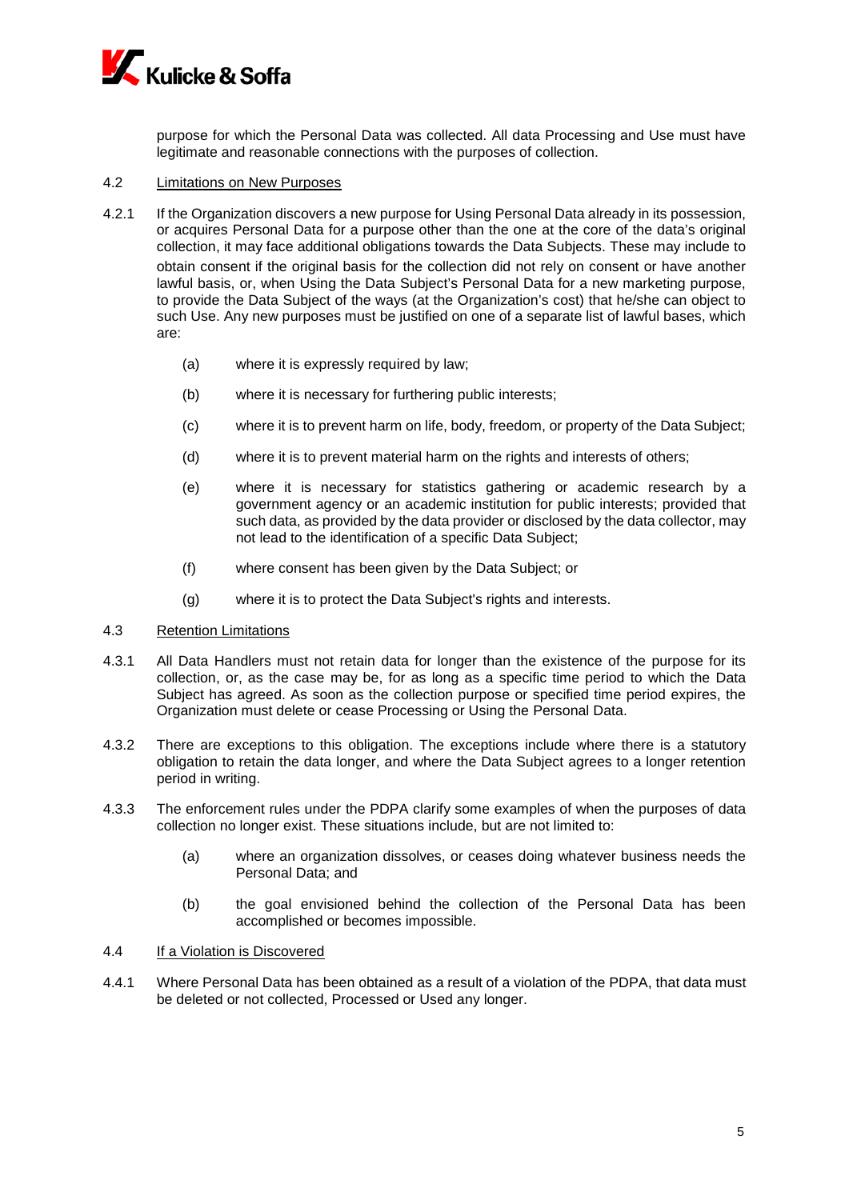purpose for which the Personal Data was collected. All data Processing and Use must have legitimate and reasonable connections with the purposes of collection.

4.2 Limitations on New Purposes

4.2.1 If the Organization discovers a new purpose for Using Personal Data already in its possession, or acquires Personal Data for a purpose other than the one at the core of the data's original collection, it may face additional obligations towards the Data Subjects. These may include to obtain consent if the original basis for the collection did not rely on consent or have another lawful basis, or, when Using the Data Subject's Personal Data for a new marketing purpose, to provide the Data Subject of the ways (at the Organization's cost) that he/she can object to such Use. Any new purposes must be justified on one of a separate list of lawful bases, which are:

(a) where it is expressly required by law;

(b) where it is necessary for furthering public interests;

(c) where it is to prevent harm on life, body, freedom, or property of the Data Subject;

(d) where it is to prevent material harm on the rights and interests of others;

(e) where it is necessary for statistics gathering or academic research by a government agency or an academic institution for public interests; provided that such data, as provided by the data provider or disclosed by the data collector, may not lead to the identification of a specific Data Subject;

(f) where consent has been given by the Data Subject; or

(g) where it is to protect the Data Subject's rights and interests.

4.3 Retention Limitations

4.3.1 All Data Handlers must not retain data for longer than the existence of the purpose for its collection, or, as the case may be, for as long as a specific time period to which the Data Subject has agreed. As soon as the collection purpose or specified time period expires, the Organization must delete or cease Processing or Using the Personal Data.

4.3.2 There are exceptions to this obligation. The exceptions include where there is a statutory obligation to retain the data longer, and where the Data Subject agrees to a longer retention period in writing.

4.3.3 The enforcement rules under the PDPA clarify some examples of when the purposes of data collection no longer exist. These situations include, but are not limited to:

(a) where an organization dissolves, or ceases doing whatever business needs the Personal Data; and

(b) the goal envisioned behind the collection of the Personal Data has been accomplished or becomes impossible.

4.4 If a Violation is Discovered

4.4.1 Where Personal Data has been obtained as a result of a violation of the PDPA, that data must be deleted or not collected, Processed or Used any longer.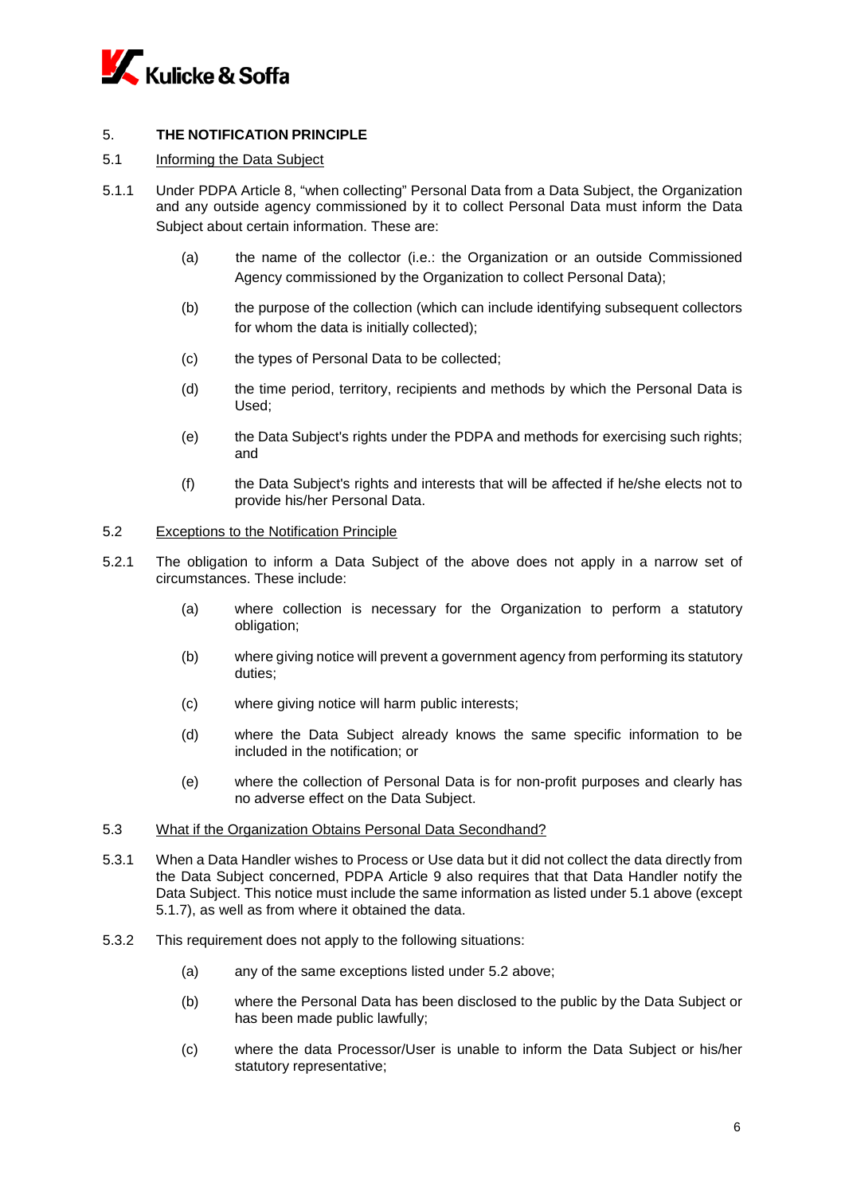## 5. THE NOTIFICATION PRINCIPLE

5.1 Informing the Data Subject

5.1.1 Under PDPA Article 8, "when collecting" Personal Data from a Data Subject, the Organization and any outside agency commissioned by it to collect Personal Data must inform the Data Subject about certain information. These are:

(a) the name of the collector (i.e.: the Organization or an outside Commissioned Agency commissioned by the Organization to collect Personal Data);

(b) the purpose of the collection (which can include identifying subsequent collectors for whom the data is initially collected);

(c) the types of Personal Data to be collected;

(d) the time period, territory, recipients and methods by which the Personal Data is Used;

(e) the Data Subject's rights under the PDPA and methods for exercising such rights; and

(f) the Data Subject's rights and interests that will be affected if he/she elects not to provide his/her Personal Data.

5.2 Exceptions to the Notification Principle

5.2.1 The obligation to inform a Data Subject of the above does not apply in a narrow set of circumstances. These include:

(a) where collection is necessary for the Organization to perform a statutory obligation;

(b) where giving notice will prevent a government agency from performing its statutory duties;

(c) where giving notice will harm public interests;

(d) where the Data Subject already knows the same specific information to be included in the notification; or

(e) where the collection of Personal Data is for non-profit purposes and clearly has no adverse effect on the Data Subject.

5.3 What if the Organization Obtains Personal Data Secondhand?

5.3.1 When a Data Handler wishes to Process or Use data but it did not collect the data directly from the Data Subject concerned, PDPA Article 9 also requires that that Data Handler notify the Data Subject. This notice must include the same information as listed under 5.1 above (except 5.1.7), as well as from where it obtained the data.

5.3.2 This requirement does not apply to the following situations:

(a) any of the same exceptions listed under 5.2 above;

(b) where the Personal Data has been disclosed to the public by the Data Subject or has been made public lawfully;

(c) where the data Processor/User is unable to inform the Data Subject or his/her statutory representative;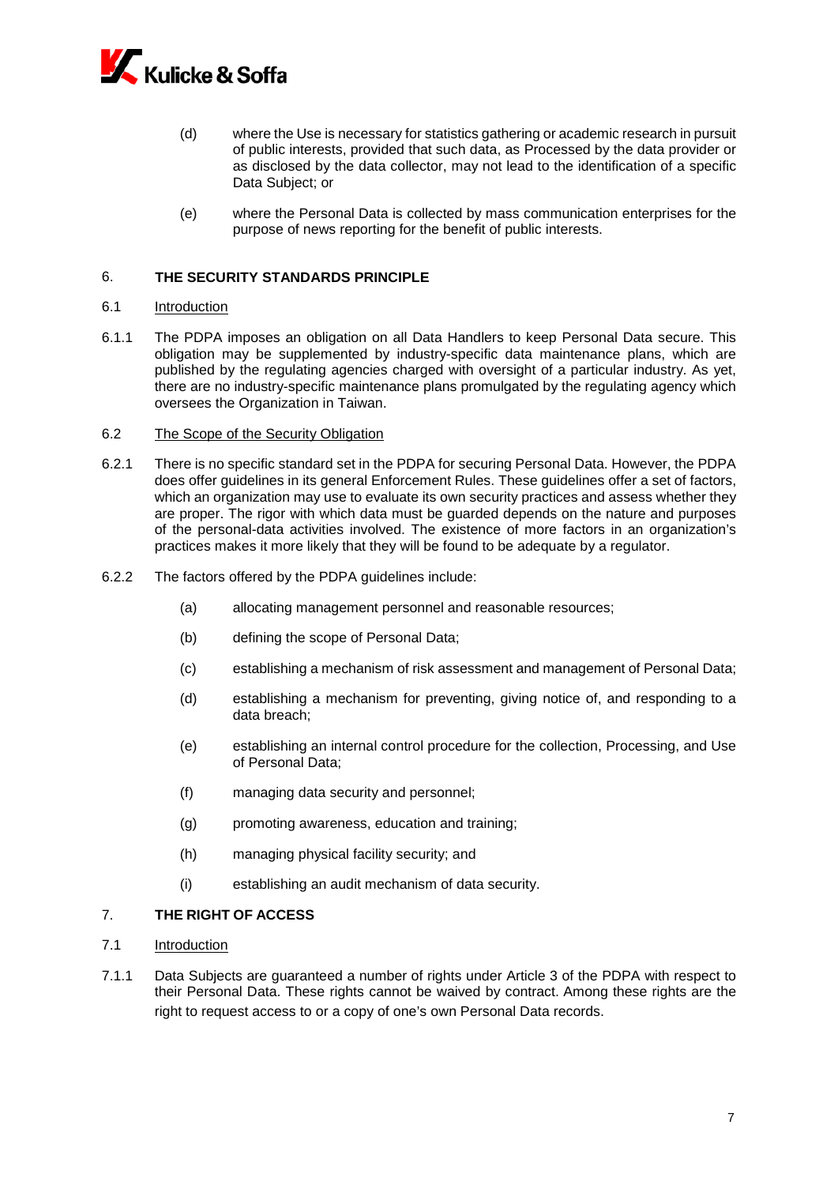(d) where the Use is necessary for statistics gathering or academic research in pursuit of public interests, provided that such data, as Processed by the data provider or as disclosed by the data collector, may not lead to the identification of a specific Data Subject; or

(e) where the Personal Data is collected by mass communication enterprises for the purpose of news reporting for the benefit of public interests.

## 6. THE SECURITY STANDARDS PRINCIPLE

### 6.1 Introduction

6.1.1 The PDPA imposes an obligation on all Data Handlers to keep Personal Data secure. This obligation may be supplemented by industry-specific data maintenance plans, which are published by the regulating agencies charged with oversight of a particular industry. As yet, there are no industry-specific maintenance plans promulgated by the regulating agency which oversees the Organization in Taiwan.

### 6.2 The Scope of the Security Obligation

6.2.1 There is no specific standard set in the PDPA for securing Personal Data. However, the PDPA does offer guidelines in its general Enforcement Rules. These guidelines offer a set of factors, which an organization may use to evaluate its own security practices and assess whether they are proper. The rigor with which data must be guarded depends on the nature and purposes of the personal-data activities involved. The existence of more factors in an organization's practices makes it more likely that they will be found to be adequate by a regulator.

6.2.2 The factors offered by the PDPA guidelines include:

(a) allocating management personnel and reasonable resources;

(b) defining the scope of Personal Data;

(c) establishing a mechanism of risk assessment and management of Personal Data;

(d) establishing a mechanism for preventing, giving notice of, and responding to a data breach;

(e) establishing an internal control procedure for the collection, Processing, and Use of Personal Data;

(f) managing data security and personnel;

(g) promoting awareness, education and training;

(h) managing physical facility security; and

(i) establishing an audit mechanism of data security.

## 7. THE RIGHT OF ACCESS

### 7.1 Introduction

7.1.1 Data Subjects are guaranteed a number of rights under Article 3 of the PDPA with respect to their Personal Data. These rights cannot be waived by contract. Among these rights are the right to request access to or a copy of one's own Personal Data records.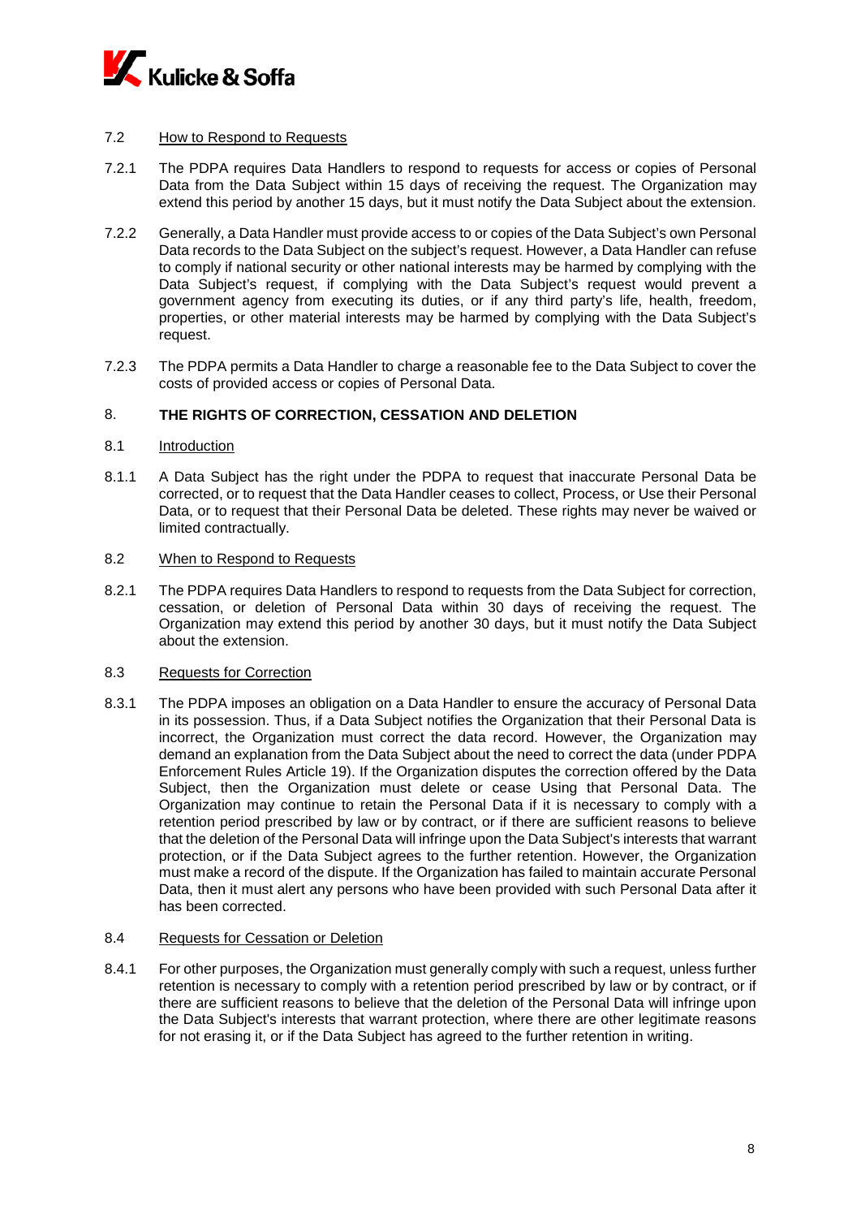### 7.2 How to Respond to Requests

7.2.1 The PDPA requires Data Handlers to respond to requests for access or copies of Personal Data from the Data Subject within 15 days of receiving the request. The Organization may extend this period by another 15 days, but it must notify the Data Subject about the extension.

7.2.2 Generally, a Data Handler must provide access to or copies of the Data Subject's own Personal Data records to the Data Subject on the subject's request. However, a Data Handler can refuse to comply if national security or other national interests may be harmed by complying with the Data Subject's request, if complying with the Data Subject's request would prevent a government agency from executing its duties, or if any third party's life, health, freedom, properties, or other material interests may be harmed by complying with the Data Subject's request.

7.2.3 The PDPA permits a Data Handler to charge a reasonable fee to the Data Subject to cover the costs of provided access or copies of Personal Data.

## 8. THE RIGHTS OF CORRECTION, CESSATION AND DELETION

### 8.1 Introduction

8.1.1 A Data Subject has the right under the PDPA to request that inaccurate Personal Data be corrected, or to request that the Data Handler ceases to collect, Process, or Use their Personal Data, or to request that their Personal Data be deleted. These rights may never be waived or limited contractually.

### 8.2 When to Respond to Requests

8.2.1 The PDPA requires Data Handlers to respond to requests from the Data Subject for correction, cessation, or deletion of Personal Data within 30 days of receiving the request. The Organization may extend this period by another 30 days, but it must notify the Data Subject about the extension.

### 8.3 Requests for Correction

8.3.1 The PDPA imposes an obligation on a Data Handler to ensure the accuracy of Personal Data in its possession. Thus, if a Data Subject notifies the Organization that their Personal Data is incorrect, the Organization must correct the data record. However, the Organization may demand an explanation from the Data Subject about the need to correct the data (under PDPA Enforcement Rules Article 19). If the Organization disputes the correction offered by the Data Subject, then the Organization must delete or cease Using that Personal Data. The Organization may continue to retain the Personal Data if it is necessary to comply with a retention period prescribed by law or by contract, or if there are sufficient reasons to believe that the deletion of the Personal Data will infringe upon the Data Subject's interests that warrant protection, or if the Data Subject agrees to the further retention. However, the Organization must make a record of the dispute. If the Organization has failed to maintain accurate Personal Data, then it must alert any persons who have been provided with such Personal Data after it has been corrected.

### 8.4 Requests for Cessation or Deletion

8.4.1 For other purposes, the Organization must generally comply with such a request, unless further retention is necessary to comply with a retention period prescribed by law or by contract, or if there are sufficient reasons to believe that the deletion of the Personal Data will infringe upon the Data Subject's interests that warrant protection, where there are other legitimate reasons for not erasing it, or if the Data Subject has agreed to the further retention in writing.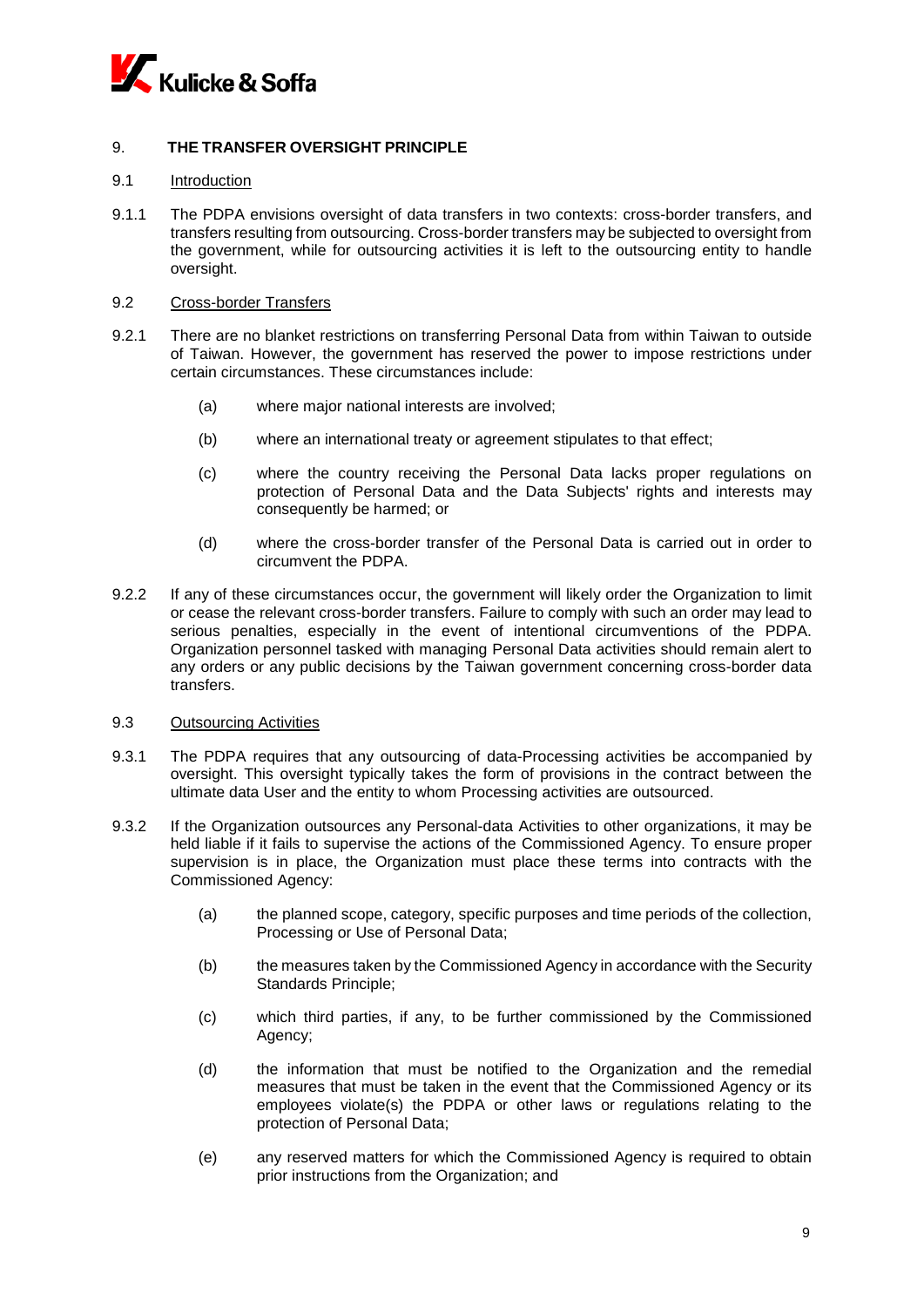## 9. THE TRANSFER OVERSIGHT PRINCIPLE

### 9.1 Introduction

9.1.1 The PDPA envisions oversight of data transfers in two contexts: cross-border transfers, and transfers resulting from outsourcing. Cross-border transfers may be subjected to oversight from the government, while for outsourcing activities it is left to the outsourcing entity to handle oversight.

### 9.2 Cross-border Transfers

9.2.1 There are no blanket restrictions on transferring Personal Data from within Taiwan to outside of Taiwan. However, the government has reserved the power to impose restrictions under certain circumstances. These circumstances include:

(a) where major national interests are involved;

(b) where an international treaty or agreement stipulates to that effect;

(c) where the country receiving the Personal Data lacks proper regulations on protection of Personal Data and the Data Subjects' rights and interests may consequently be harmed; or

(d) where the cross-border transfer of the Personal Data is carried out in order to circumvent the PDPA.

9.2.2 If any of these circumstances occur, the government will likely order the Organization to limit or cease the relevant cross-border transfers. Failure to comply with such an order may lead to serious penalties, especially in the event of intentional circumventions of the PDPA. Organization personnel tasked with managing Personal Data activities should remain alert to any orders or any public decisions by the Taiwan government concerning cross-border data transfers.

### 9.3 Outsourcing Activities

9.3.1 The PDPA requires that any outsourcing of data-Processing activities be accompanied by oversight. This oversight typically takes the form of provisions in the contract between the ultimate data User and the entity to whom Processing activities are outsourced.

9.3.2 If the Organization outsources any Personal-data Activities to other organizations, it may be held liable if it fails to supervise the actions of the Commissioned Agency. To ensure proper supervision is in place, the Organization must place these terms into contracts with the Commissioned Agency:

(a) the planned scope, category, specific purposes and time periods of the collection, Processing or Use of Personal Data;

(b) the measures taken by the Commissioned Agency in accordance with the Security Standards Principle;

(c) which third parties, if any, to be further commissioned by the Commissioned Agency;

(d) the information that must be notified to the Organization and the remedial measures that must be taken in the event that the Commissioned Agency or its employees violate(s) the PDPA or other laws or regulations relating to the protection of Personal Data;

(e) any reserved matters for which the Commissioned Agency is required to obtain prior instructions from the Organization; and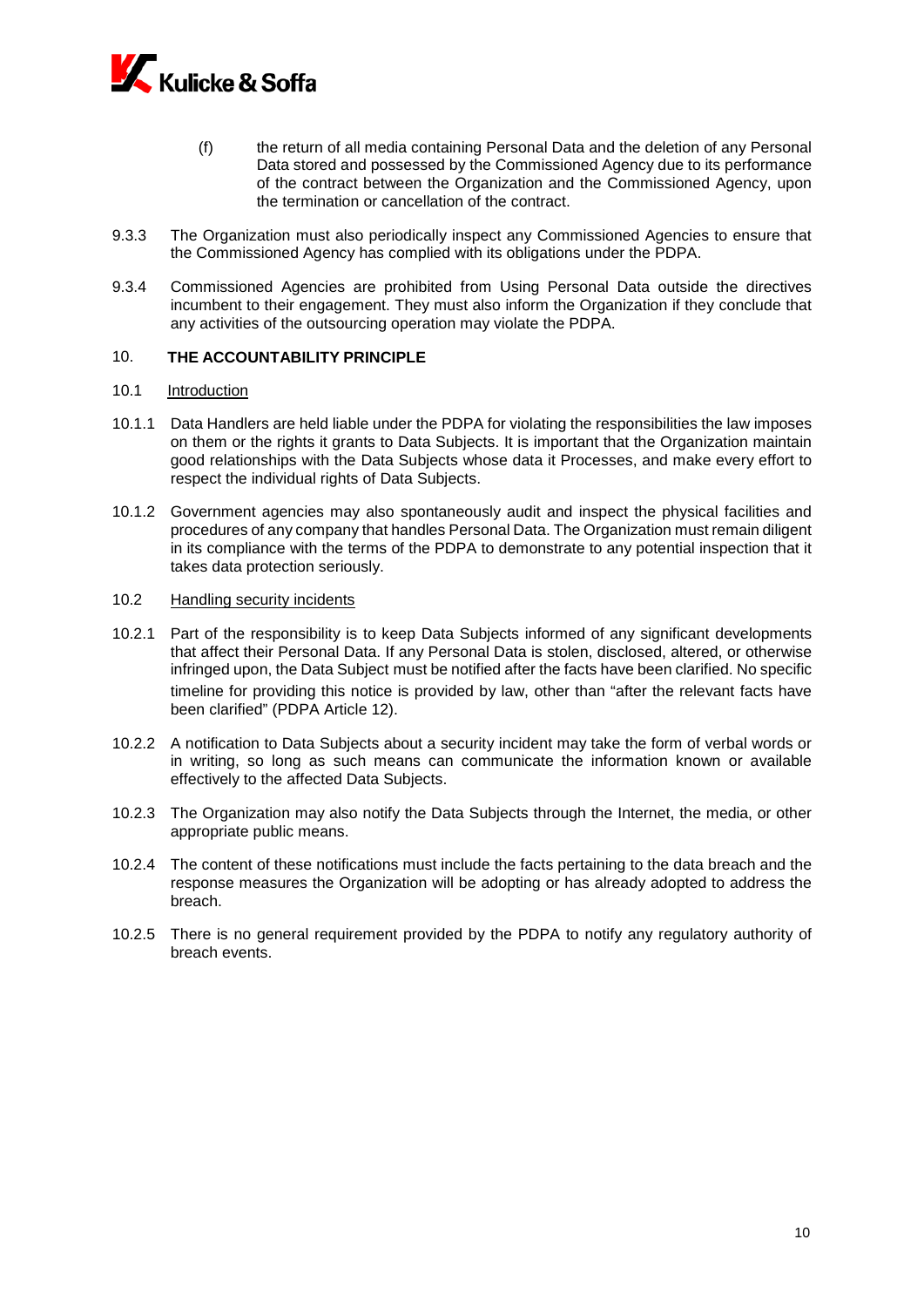(f) the return of all media containing Personal Data and the deletion of any Personal Data stored and possessed by the Commissioned Agency due to its performance of the contract between the Organization and the Commissioned Agency, upon the termination or cancellation of the contract.

9.3.3 The Organization must also periodically inspect any Commissioned Agencies to ensure that the Commissioned Agency has complied with its obligations under the PDPA.

9.3.4 Commissioned Agencies are prohibited from Using Personal Data outside the directives incumbent to their engagement. They must also inform the Organization if they conclude that any activities of the outsourcing operation may violate the PDPA.

## 10. THE ACCOUNTABILITY PRINCIPLE

### 10.1 Introduction

10.1.1 Data Handlers are held liable under the PDPA for violating the responsibilities the law imposes on them or the rights it grants to Data Subjects. It is important that the Organization maintain good relationships with the Data Subjects whose data it Processes, and make every effort to respect the individual rights of Data Subjects.

10.1.2 Government agencies may also spontaneously audit and inspect the physical facilities and procedures of any company that handles Personal Data. The Organization must remain diligent in its compliance with the terms of the PDPA to demonstrate to any potential inspection that it takes data protection seriously.

### 10.2 Handling security incidents

10.2.1 Part of the responsibility is to keep Data Subjects informed of any significant developments that affect their Personal Data. If any Personal Data is stolen, disclosed, altered, or otherwise infringed upon, the Data Subject must be notified after the facts have been clarified. No specific timeline for providing this notice is provided by law, other than "after the relevant facts have been clarified" (PDPA Article 12).

10.2.2 A notification to Data Subjects about a security incident may take the form of verbal words or in writing, so long as such means can communicate the information known or available effectively to the affected Data Subjects.

10.2.3 The Organization may also notify the Data Subjects through the Internet, the media, or other appropriate public means.

10.2.4 The content of these notifications must include the facts pertaining to the data breach and the response measures the Organization will be adopting or has already adopted to address the breach.

10.2.5 There is no general requirement provided by the PDPA to notify any regulatory authority of breach events.